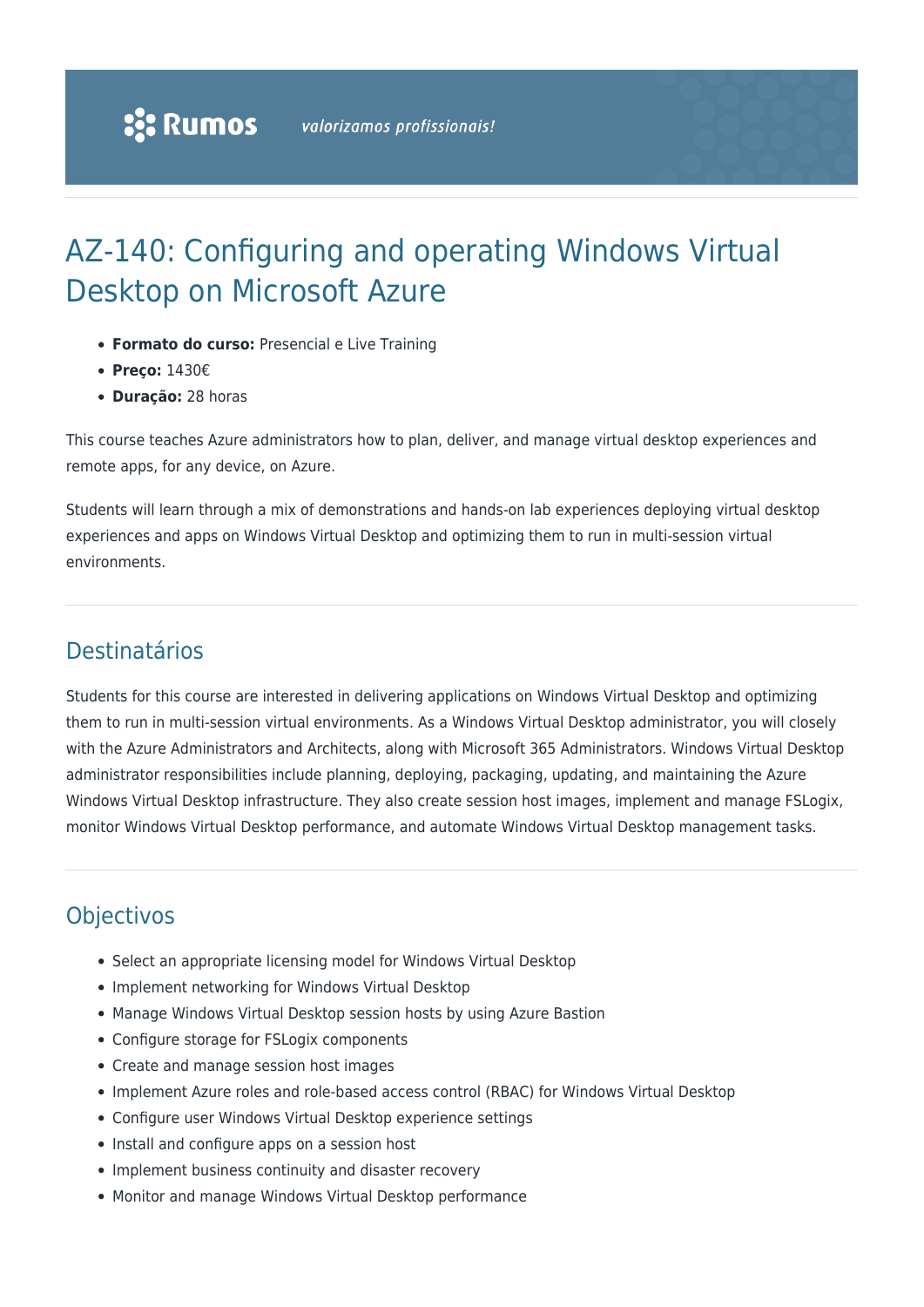# AZ-140: Configuring and operating Windows Virtual Desktop on Microsoft Azure

- **Formato do curso:** Presencial e Live Training
- **Preço:** 1430€
- **Duração:** 28 horas

This course teaches Azure administrators how to plan, deliver, and manage virtual desktop experiences and remote apps, for any device, on Azure.

Students will learn through a mix of demonstrations and hands-on lab experiences deploying virtual desktop experiences and apps on Windows Virtual Desktop and optimizing them to run in multi-session virtual environments.

## Destinatários

Students for this course are interested in delivering applications on Windows Virtual Desktop and optimizing them to run in multi-session virtual environments. As a Windows Virtual Desktop administrator, you will closely with the Azure Administrators and Architects, along with Microsoft 365 Administrators. Windows Virtual Desktop administrator responsibilities include planning, deploying, packaging, updating, and maintaining the Azure Windows Virtual Desktop infrastructure. They also create session host images, implement and manage FSLogix, monitor Windows Virtual Desktop performance, and automate Windows Virtual Desktop management tasks.

## Objectivos

- Select an appropriate licensing model for Windows Virtual Desktop
- Implement networking for Windows Virtual Desktop
- Manage Windows Virtual Desktop session hosts by using Azure Bastion
- Configure storage for FSLogix components
- Create and manage session host images
- Implement Azure roles and role-based access control (RBAC) for Windows Virtual Desktop
- Configure user Windows Virtual Desktop experience settings
- Install and configure apps on a session host
- Implement business continuity and disaster recovery
- Monitor and manage Windows Virtual Desktop performance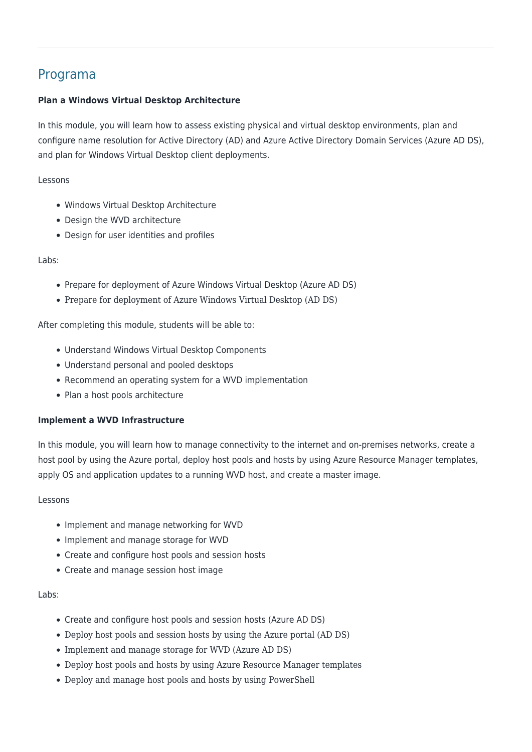## Programa

**Plan a Windows Virtual Desktop Architecture**

In this module, you will learn how to assess existing physical and virtual desktop environments, plan and configure name resolution for Active Directory (AD) and Azure Active Directory Domain Services (Azure AD DS), and plan for Windows Virtual Desktop client deployments.

Lessons

- Windows Virtual Desktop Architecture
- Design the WVD architecture
- Design for user identities and profiles

Labs:

- Prepare for deployment of Azure Windows Virtual Desktop (Azure AD DS)
- Prepare for deployment of Azure Windows Virtual Desktop (AD DS)

After completing this module, students will be able to:

- Understand Windows Virtual Desktop Components
- Understand personal and pooled desktops
- Recommend an operating system for a WVD implementation
- Plan a host pools architecture

**Implement a WVD Infrastructure**

In this module, you will learn how to manage connectivity to the internet and on-premises networks, create a host pool by using the Azure portal, deploy host pools and hosts by using Azure Resource Manager templates, apply OS and application updates to a running WVD host, and create a master image.

Lessons

- Implement and manage networking for WVD
- Implement and manage storage for WVD
- Create and configure host pools and session hosts
- Create and manage session host image

Labs:

- Create and configure host pools and session hosts (Azure AD DS)
- Deploy host pools and session hosts by using the Azure portal (AD DS)
- Implement and manage storage for WVD (Azure AD DS)
- Deploy host pools and hosts by using Azure Resource Manager templates
- Deploy and manage host pools and hosts by using PowerShell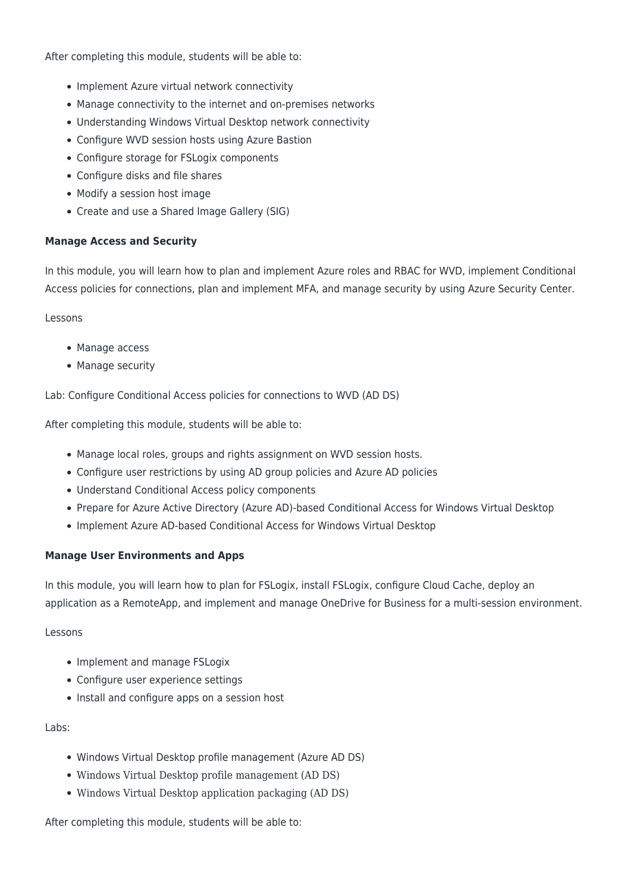After completing this module, students will be able to:

- Implement Azure virtual network connectivity
- Manage connectivity to the internet and on-premises networks
- Understanding Windows Virtual Desktop network connectivity
- Configure WVD session hosts using Azure Bastion
- Configure storage for FSLogix components
- Configure disks and file shares
- Modify a session host image
- Create and use a Shared Image Gallery (SIG)

**Manage Access and Security**

In this module, you will learn how to plan and implement Azure roles and RBAC for WVD, implement Conditional Access policies for connections, plan and implement MFA, and manage security by using Azure Security Center.

Lessons

- Manage access
- Manage security

Lab: Configure Conditional Access policies for connections to WVD (AD DS)

After completing this module, students will be able to:

- Manage local roles, groups and rights assignment on WVD session hosts.
- Configure user restrictions by using AD group policies and Azure AD policies
- Understand Conditional Access policy components
- Prepare for Azure Active Directory (Azure AD)-based Conditional Access for Windows Virtual Desktop
- Implement Azure AD-based Conditional Access for Windows Virtual Desktop

**Manage User Environments and Apps**

In this module, you will learn how to plan for FSLogix, install FSLogix, configure Cloud Cache, deploy an application as a RemoteApp, and implement and manage OneDrive for Business for a multi-session environment.

Lessons

- Implement and manage FSLogix
- Configure user experience settings
- Install and configure apps on a session host

Labs:

- Windows Virtual Desktop profile management (Azure AD DS)
- Windows Virtual Desktop profile management (AD DS)
- Windows Virtual Desktop application packaging (AD DS)

After completing this module, students will be able to: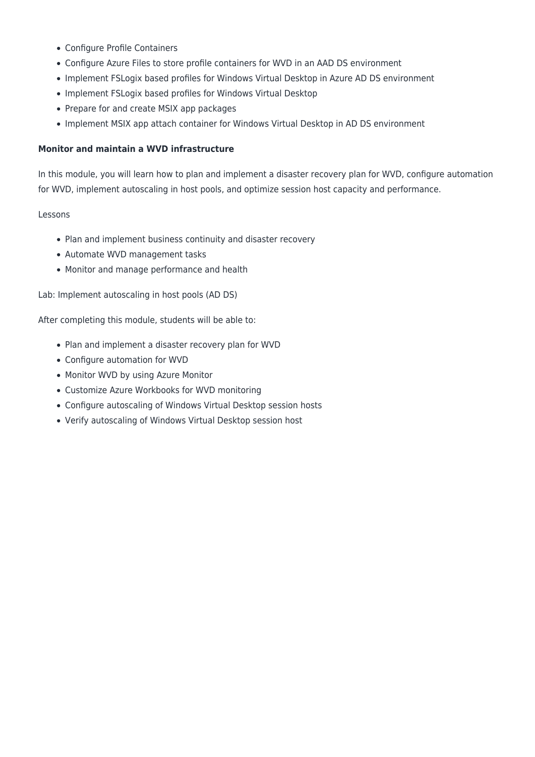- Configure Profile Containers
- Configure Azure Files to store profile containers for WVD in an AAD DS environment
- Implement FSLogix based profiles for Windows Virtual Desktop in Azure AD DS environment
- Implement FSLogix based profiles for Windows Virtual Desktop
- Prepare for and create MSIX app packages
- Implement MSIX app attach container for Windows Virtual Desktop in AD DS environment

**Monitor and maintain a WVD infrastructure**

In this module, you will learn how to plan and implement a disaster recovery plan for WVD, configure automation for WVD, implement autoscaling in host pools, and optimize session host capacity and performance.

Lessons

- Plan and implement business continuity and disaster recovery
- Automate WVD management tasks
- Monitor and manage performance and health

Lab: Implement autoscaling in host pools (AD DS)

After completing this module, students will be able to:

- Plan and implement a disaster recovery plan for WVD
- Configure automation for WVD
- Monitor WVD by using Azure Monitor
- Customize Azure Workbooks for WVD monitoring
- Configure autoscaling of Windows Virtual Desktop session hosts
- Verify autoscaling of Windows Virtual Desktop session host